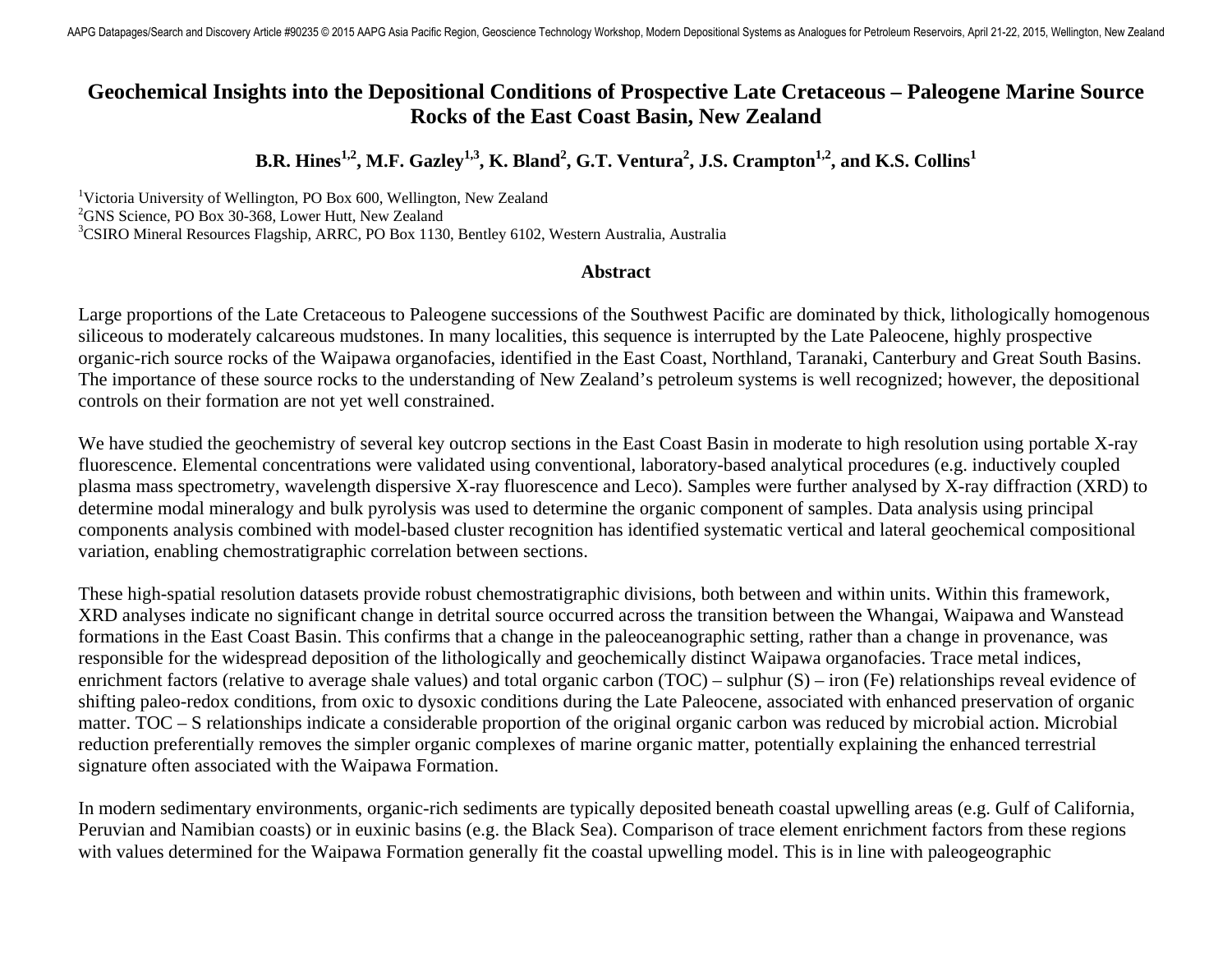# Geochemical Insights into the Depositional Conditions of Prospective Late Cretaceous – Paleogene Marine Source Rocks of the East Coast Basin, New Zealand

**B.R. Hines[1,2], M.F. Gazley[1,3], K. Bland[2], G.T. Ventura[2], J.S. Crampton[1,2], and K.S. Collins[1]**

[1]Victoria University of Wellington, PO Box 600, Wellington, New Zealand
[2]GNS Science, PO Box 30-368, Lower Hutt, New Zealand
[3]CSIRO Mineral Resources Flagship, ARRC, PO Box 1130, Bentley 6102, Western Australia, Australia

## Abstract

Large proportions of the Late Cretaceous to Paleogene successions of the Southwest Pacific are dominated by thick, lithologically homogenous siliceous to moderately calcareous mudstones. In many localities, this sequence is interrupted by the Late Paleocene, highly prospective organic-rich source rocks of the Waipawa organofacies, identified in the East Coast, Northland, Taranaki, Canterbury and Great South Basins. The importance of these source rocks to the understanding of New Zealand's petroleum systems is well recognized; however, the depositional controls on their formation are not yet well constrained.

We have studied the geochemistry of several key outcrop sections in the East Coast Basin in moderate to high resolution using portable X-ray fluorescence. Elemental concentrations were validated using conventional, laboratory-based analytical procedures (e.g. inductively coupled plasma mass spectrometry, wavelength dispersive X-ray fluorescence and Leco). Samples were further analysed by X-ray diffraction (XRD) to determine modal mineralogy and bulk pyrolysis was used to determine the organic component of samples. Data analysis using principal components analysis combined with model-based cluster recognition has identified systematic vertical and lateral geochemical compositional variation, enabling chemostratigraphic correlation between sections.

These high-spatial resolution datasets provide robust chemostratigraphic divisions, both between and within units. Within this framework, XRD analyses indicate no significant change in detrital source occurred across the transition between the Whangai, Waipawa and Wanstead formations in the East Coast Basin. This confirms that a change in the paleoceanographic setting, rather than a change in provenance, was responsible for the widespread deposition of the lithologically and geochemically distinct Waipawa organofacies. Trace metal indices, enrichment factors (relative to average shale values) and total organic carbon (TOC) – sulphur (S) – iron (Fe) relationships reveal evidence of shifting paleo-redox conditions, from oxic to dysoxic conditions during the Late Paleocene, associated with enhanced preservation of organic matter. TOC – S relationships indicate a considerable proportion of the original organic carbon was reduced by microbial action. Microbial reduction preferentially removes the simpler organic complexes of marine organic matter, potentially explaining the enhanced terrestrial signature often associated with the Waipawa Formation.

In modern sedimentary environments, organic-rich sediments are typically deposited beneath coastal upwelling areas (e.g. Gulf of California, Peruvian and Namibian coasts) or in euxinic basins (e.g. the Black Sea). Comparison of trace element enrichment factors from these regions with values determined for the Waipawa Formation generally fit the coastal upwelling model. This is in line with paleogeographic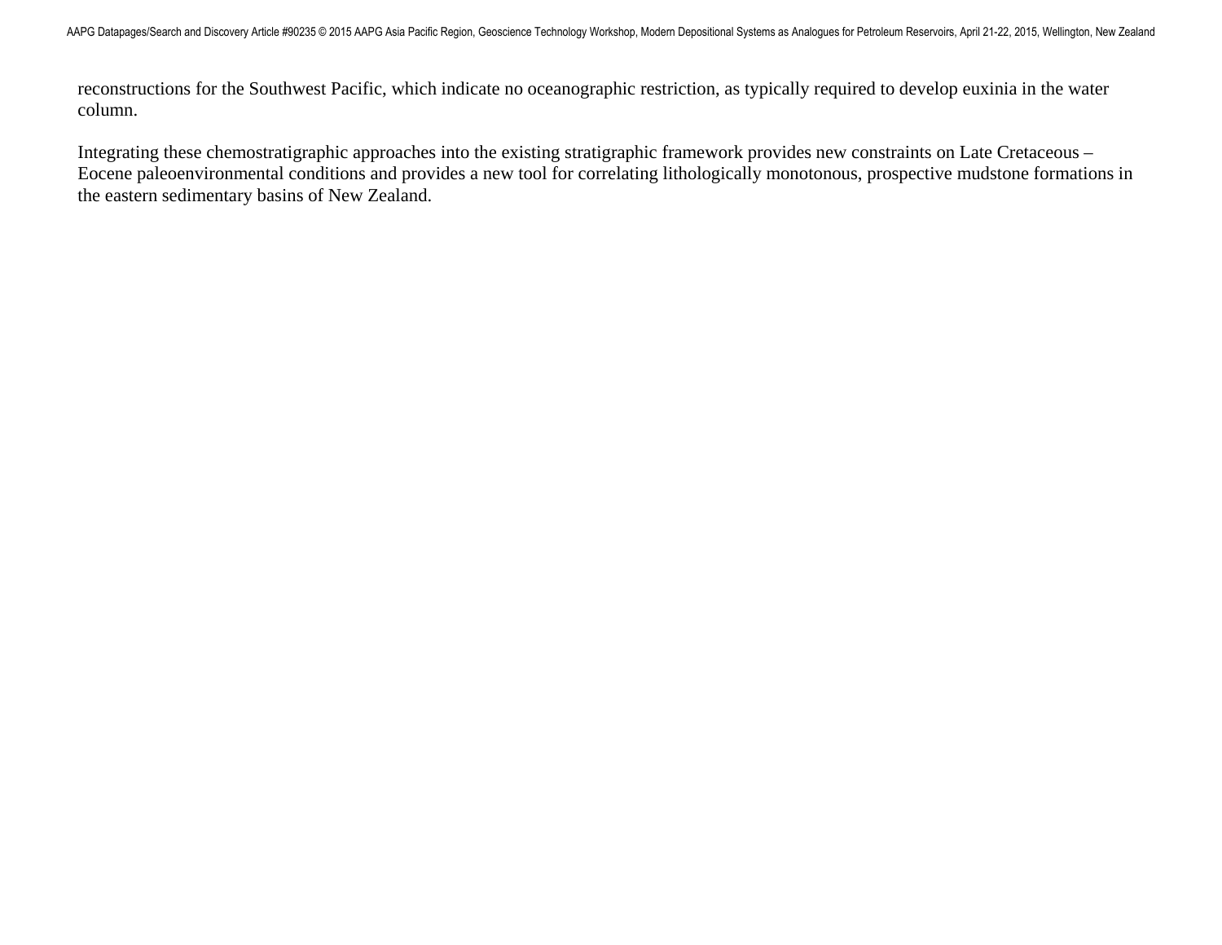reconstructions for the Southwest Pacific, which indicate no oceanographic restriction, as typically required to develop euxinia in the water column.

Integrating these chemostratigraphic approaches into the existing stratigraphic framework provides new constraints on Late Cretaceous – Eocene paleoenvironmental conditions and provides a new tool for correlating lithologically monotonous, prospective mudstone formations in the eastern sedimentary basins of New Zealand.